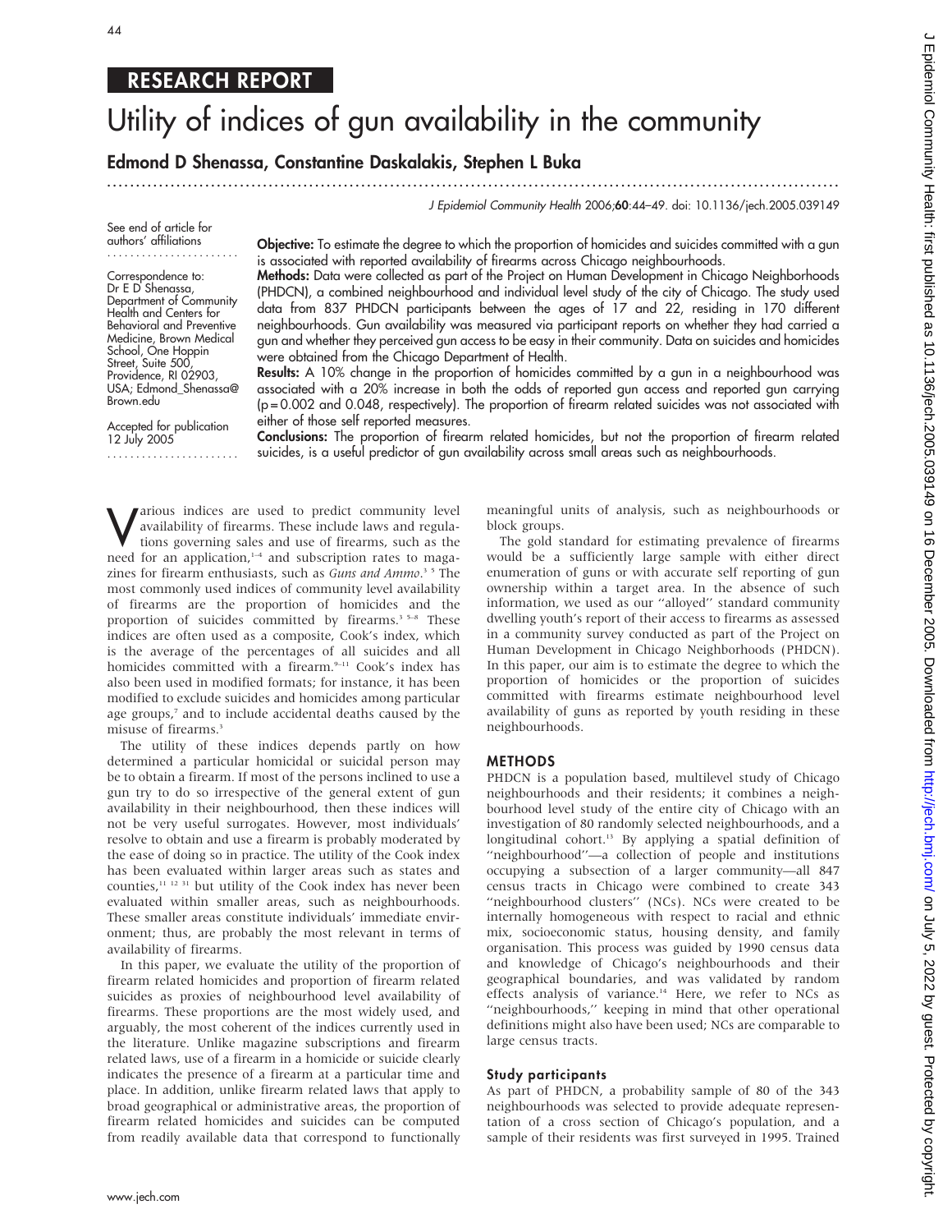## RESEARCH REPORT

# Utility of indices of gun availability in the community

**Edmond D Shenassa, Constantine Daskalakis, Stephen L Buka**

See end of article for authors' affiliations

Correspondence to: Dr E D Shenassa, Department of Community Health and Centers for Behavioral and Preventive Medicine, Brown Medical School, One Hoppin Street, Suite 500, Providence, RI 02903, USA; Edmond_Shenassa@Brown.edu

Accepted for publication 12 July 2005

**Objective:** To estimate the degree to which the proportion of homicides and suicides committed with a gun is associated with reported availability of firearms across Chicago neighbourhoods.

**Methods:** Data were collected as part of the Project on Human Development in Chicago Neighborhoods (PHDCN), a combined neighbourhood and individual level study of the city of Chicago. The study used data from 837 PHDCN participants between the ages of 17 and 22, residing in 170 different neighbourhoods. Gun availability was measured via participant reports on whether they had carried a gun and whether they perceived gun access to be easy in their community. Data on suicides and homicides were obtained from the Chicago Department of Health.

**Results:** A 10% change in the proportion of homicides committed by a gun in a neighbourhood was associated with a 20% increase in both the odds of reported gun access and reported gun carrying ($p = 0.002$ and $0.048$, respectively). The proportion of firearm related suicides was not associated with either of those self reported measures.

**Conclusions:** The proportion of firearm related homicides, but not the proportion of firearm related suicides, is a useful predictor of gun availability across small areas such as neighbourhoods.

Various indices are used to predict community level availability of firearms. These include laws and regulations governing sales and use of firearms, such as the need for an application,[1–4] and subscription rates to magazines for firearm enthusiasts, such as *Guns and Ammo*.[3 5] The most commonly used indices of community level availability of firearms are the proportion of homicides and the proportion of suicides committed by firearms.[3 5–8] These indices are often used as a composite, Cook's index, which is the average of the percentages of all suicides and all homicides committed with a firearm.[9–11] Cook's index has also been used in modified formats; for instance, it has been modified to exclude suicides and homicides among particular age groups,[7] and to include accidental deaths caused by the misuse of firearms.[3]

The utility of these indices depends partly on how determined a particular homicidal or suicidal person may be to obtain a firearm. If most of the persons inclined to use a gun try to do so irrespective of the general extent of gun availability in their neighbourhood, then these indices will not be very useful surrogates. However, most individuals' resolve to obtain and use a firearm is probably moderated by the ease of doing so in practice. The utility of the Cook index has been evaluated within larger areas such as states and counties,[11 12 31] but utility of the Cook index has never been evaluated within smaller areas, such as neighbourhoods. These smaller areas constitute individuals' immediate environment; thus, are probably the most relevant in terms of availability of firearms.

In this paper, we evaluate the utility of the proportion of firearm related homicides and proportion of firearm related suicides as proxies of neighbourhood level availability of firearms. These proportions are the most widely used, and arguably, the most coherent of the indices currently used in the literature. Unlike magazine subscriptions and firearm related laws, use of a firearm in a homicide or suicide clearly indicates the presence of a firearm at a particular time and place. In addition, unlike firearm related laws that apply to broad geographical or administrative areas, the proportion of firearm related homicides and suicides can be computed from readily available data that correspond to functionally meaningful units of analysis, such as neighbourhoods or block groups.

The gold standard for estimating prevalence of firearms would be a sufficiently large sample with either direct enumeration of guns or with accurate self reporting of gun ownership within a target area. In the absence of such information, we used as our ''alloyed'' standard community dwelling youth's report of their access to firearms as assessed in a community survey conducted as part of the Project on Human Development in Chicago Neighborhoods (PHDCN). In this paper, our aim is to estimate the degree to which the proportion of homicides or the proportion of suicides committed with firearms estimate neighbourhood level availability of guns as reported by youth residing in these neighbourhoods.

## METHODS

PHDCN is a population based, multilevel study of Chicago neighbourhoods and their residents; it combines a neighbourhood level study of the entire city of Chicago with an investigation of 80 randomly selected neighbourhoods, and a longitudinal cohort.[13] By applying a spatial definition of ''neighbourhood''—a collection of people and institutions occupying a subsection of a larger community—all 847 census tracts in Chicago were combined to create 343 ''neighbourhood clusters'' (NCs). NCs were created to be internally homogeneous with respect to racial and ethnic mix, socioeconomic status, housing density, and family organisation. This process was guided by 1990 census data and knowledge of Chicago's neighbourhoods and their geographical boundaries, and was validated by random effects analysis of variance.[14] Here, we refer to NCs as ''neighbourhoods,'' keeping in mind that other operational definitions might also have been used; NCs are comparable to large census tracts.

### Study participants

As part of PHDCN, a probability sample of 80 of the 343 neighbourhoods was selected to provide adequate representation of a cross section of Chicago's population, and a sample of their residents was first surveyed in 1995. Trained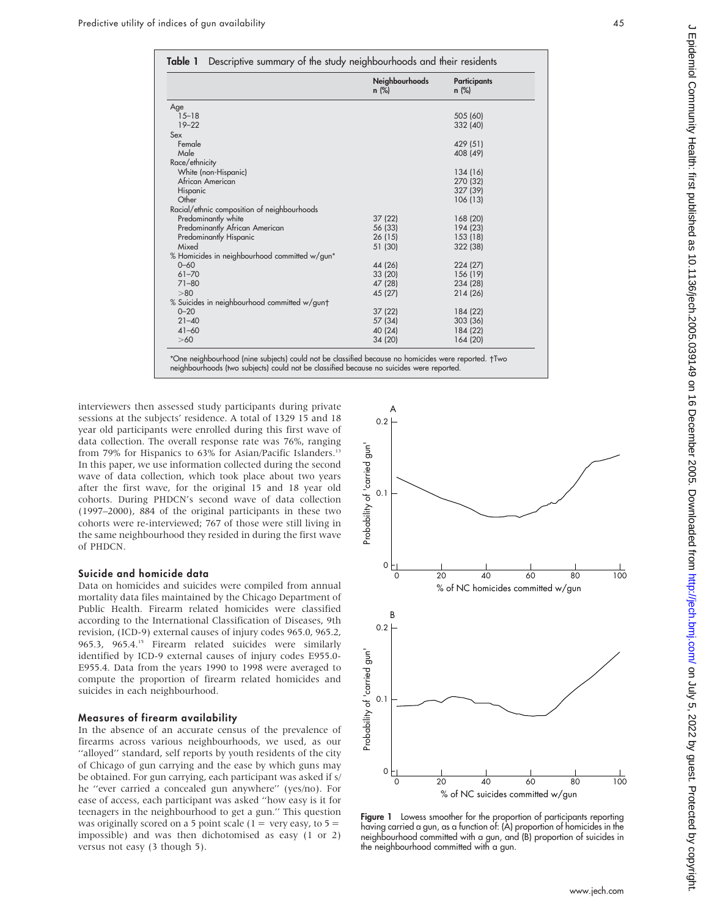**Table 1** Descriptive summary of the study neighbourhoods and their residents

| | Neighbourhoods n (%) | Participants n (%) |
|---|---|---|
| Age | | |
| 15–18 | | 505 (60) |
| 19–22 | | 332 (40) |
| Sex | | |
| Female | | 429 (51) |
| Male | | 408 (49) |
| Race/ethnicity | | |
| White (non-Hispanic) | | 134 (16) |
| African American | | 270 (32) |
| Hispanic | | 327 (39) |
| Other | | 106 (13) |
| Racial/ethnic composition of neighbourhoods | | |
| Predominantly white | 37 (22) | 168 (20) |
| Predominantly African American | 56 (33) | 194 (23) |
| Predominantly Hispanic | 26 (15) | 153 (18) |
| Mixed | 51 (30) | 322 (38) |
| % Homicides in neighbourhood committed w/gun* | | |
| 0–60 | 44 (26) | 224 (27) |
| 61–70 | 33 (20) | 156 (19) |
| 71–80 | 47 (28) | 234 (28) |
| >80 | 45 (27) | 214 (26) |
| % Suicides in neighbourhood committed w/gun† | | |
| 0–20 | 37 (22) | 184 (22) |
| 21–40 | 57 (34) | 303 (36) |
| 41–60 | 40 (24) | 184 (22) |
| >60 | 34 (20) | 164 (20) |

*One neighbourhood (nine subjects) could not be classified because no homicides were reported. †Two neighbourhoods (two subjects) could not be classified because no suicides were reported.

interviewers then assessed study participants during private sessions at the subjects' residence. A total of 1329 15 and 18 year old participants were enrolled during this first wave of data collection. The overall response rate was 76%, ranging from 79% for Hispanics to 63% for Asian/Pacific Islanders.[13] In this paper, we use information collected during the second wave of data collection, which took place about two years after the first wave, for the original 15 and 18 year old cohorts. During PHDCN's second wave of data collection (1997–2000), 884 of the original participants in these two cohorts were re-interviewed; 767 of those were still living in the same neighbourhood they resided in during the first wave of PHDCN.

### Suicide and homicide data

Data on homicides and suicides were compiled from annual mortality data files maintained by the Chicago Department of Public Health. Firearm related homicides were classified according to the International Classification of Diseases, 9th revision, (ICD-9) external causes of injury codes 965.0, 965.2, 965.3, 965.4.[15] Firearm related suicides were similarly identified by ICD-9 external causes of injury codes E955.0-E955.4. Data from the years 1990 to 1998 were averaged to compute the proportion of firearm related homicides and suicides in each neighbourhood.

### Measures of firearm availability

In the absence of an accurate census of the prevalence of firearms across various neighbourhoods, we used, as our "alloyed" standard, self reports by youth residents of the city of Chicago of gun carrying and the ease by which guns may be obtained. For gun carrying, each participant was asked if s/he "ever carried a concealed gun anywhere" (yes/no). For ease of access, each participant was asked "how easy is it for teenagers in the neighbourhood to get a gun." This question was originally scored on a 5 point scale (1 = very easy, to 5 = impossible) and was then dichotomised as easy (1 or 2) versus not easy (3 though 5).

**Figure 1** Lowess smoother for the proportion of participants reporting having carried a gun, as a function of: (A) proportion of homicides in the neighbourhood committed with a gun, and (B) proportion of suicides in the neighbourhood committed with a gun.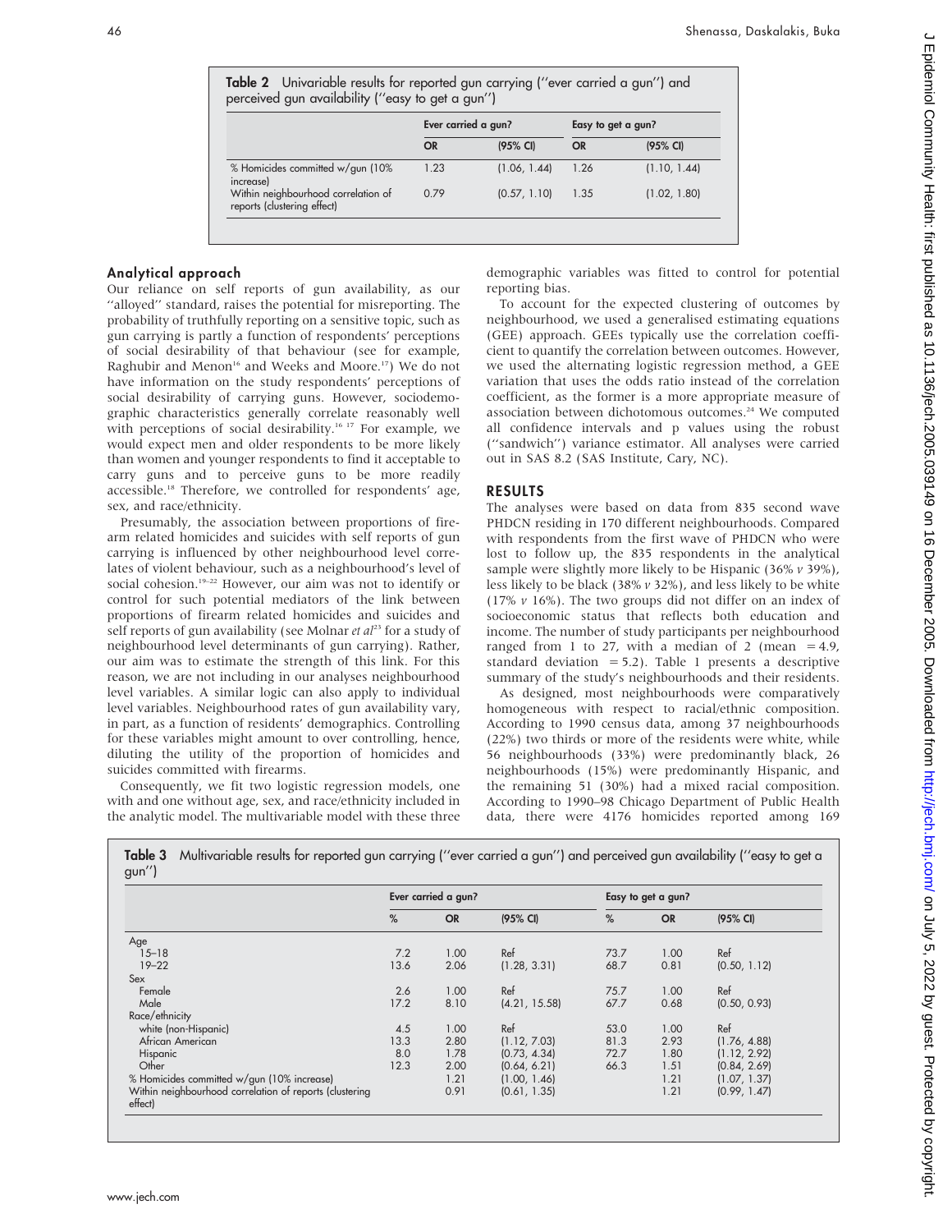**Table 2** Univariable results for reported gun carrying (''ever carried a gun'') and perceived gun availability (''easy to get a gun'')

| | Ever carried a gun? | | Easy to get a gun? | |
|---|---|---|---|---|
| | OR | (95% CI) | OR | (95% CI) |
| % Homicides committed w/gun (10% increase) | 1.23 | (1.06, 1.44) | 1.26 | (1.10, 1.44) |
| Within neighbourhood correlation of reports (clustering effect) | 0.79 | (0.57, 1.10) | 1.35 | (1.02, 1.80) |

## Analytical approach

Our reliance on self reports of gun availability, as our ''alloyed'' standard, raises the potential for misreporting. The probability of truthfully reporting on a sensitive topic, such as gun carrying is partly a function of respondents' perceptions of social desirability of that behaviour (see for example, Raghubir and Menon[16] and Weeks and Moore.[17]) We do not have information on the study respondents' perceptions of social desirability of carrying guns. However, sociodemographic characteristics generally correlate reasonably well with perceptions of social desirability.[16 17] For example, we would expect men and older respondents to be more likely than women and younger respondents to find it acceptable to carry guns and to perceive guns to be more readily accessible.[18] Therefore, we controlled for respondents' age, sex, and race/ethnicity.

Presumably, the association between proportions of firearm related homicides and suicides with self reports of gun carrying is influenced by other neighbourhood level correlates of violent behaviour, such as a neighbourhood's level of social cohesion.[19–22] However, our aim was not to identify or control for such potential mediators of the link between proportions of firearm related homicides and suicides and self reports of gun availability (see Molnar *et al*[23] for a study of neighbourhood level determinants of gun carrying). Rather, our aim was to estimate the strength of this link. For this reason, we are not including in our analyses neighbourhood level variables. A similar logic can also apply to individual level variables. Neighbourhood rates of gun availability vary, in part, as a function of residents' demographics. Controlling for these variables might amount to over controlling, hence, diluting the utility of the proportion of homicides and suicides committed with firearms.

Consequently, we fit two logistic regression models, one with and one without age, sex, and race/ethnicity included in the analytic model. The multivariable model with these three demographic variables was fitted to control for potential reporting bias.

To account for the expected clustering of outcomes by neighbourhood, we used a generalised estimating equations (GEE) approach. GEEs typically use the correlation coefficient to quantify the correlation between outcomes. However, we used the alternating logistic regression method, a GEE variation that uses the odds ratio instead of the correlation coefficient, as the former is a more appropriate measure of association between dichotomous outcomes.[24] We computed all confidence intervals and p values using the robust (''sandwich'') variance estimator. All analyses were carried out in SAS 8.2 (SAS Institute, Cary, NC).

## RESULTS

The analyses were based on data from 835 second wave PHDCN residing in 170 different neighbourhoods. Compared with respondents from the first wave of PHDCN who were lost to follow up, the 835 respondents in the analytical sample were slightly more likely to be Hispanic (36% *v* 39%), less likely to be black (38% *v* 32%), and less likely to be white (17% *v* 16%). The two groups did not differ on an index of socioeconomic status that reflects both education and income. The number of study participants per neighbourhood ranged from 1 to 27, with a median of 2 (mean = 4.9, standard deviation = 5.2). Table 1 presents a descriptive summary of the study's neighbourhoods and their residents.

As designed, most neighbourhoods were comparatively homogeneous with respect to racial/ethnic composition. According to 1990 census data, among 37 neighbourhoods (22%) two thirds or more of the residents were white, while 56 neighbourhoods (33%) were predominantly black, 26 neighbourhoods (15%) were predominantly Hispanic, and the remaining 51 (30%) had a mixed racial composition. According to 1990–98 Chicago Department of Public Health data, there were 4176 homicides reported among 169

**Table 3** Multivariable results for reported gun carrying (''ever carried a gun'') and perceived gun availability (''easy to get a gun'')

| | Ever carried a gun? | | | Easy to get a gun? | | |
|---|---|---|---|---|---|---|
| | % | OR | (95% CI) | % | OR | (95% CI) |
| Age | | | | | | |
| 15–18 | 7.2 | 1.00 | Ref | 73.7 | 1.00 | Ref |
| 19–22 | 13.6 | 2.06 | (1.28, 3.31) | 68.7 | 0.81 | (0.50, 1.12) |
| Sex | | | | | | |
| Female | 2.6 | 1.00 | Ref | 75.7 | 1.00 | Ref |
| Male | 17.2 | 8.10 | (4.21, 15.58) | 67.7 | 0.68 | (0.50, 0.93) |
| Race/ethnicity | | | | | | |
| white (non-Hispanic) | 4.5 | 1.00 | Ref | 53.0 | 1.00 | Ref |
| African American | 13.3 | 2.80 | (1.12, 7.03) | 81.3 | 2.93 | (1.76, 4.88) |
| Hispanic | 8.0 | 1.78 | (0.73, 4.34) | 72.7 | 1.80 | (1.12, 2.92) |
| Other | 12.3 | 2.00 | (0.64, 6.21) | 66.3 | 1.51 | (0.84, 2.69) |
| % Homicides committed w/gun (10% increase) | | 1.21 | (1.00, 1.46) | | 1.21 | (1.07, 1.37) |
| Within neighbourhood correlation of reports (clustering effect) | | 0.91 | (0.61, 1.35) | | 1.21 | (0.99, 1.47) |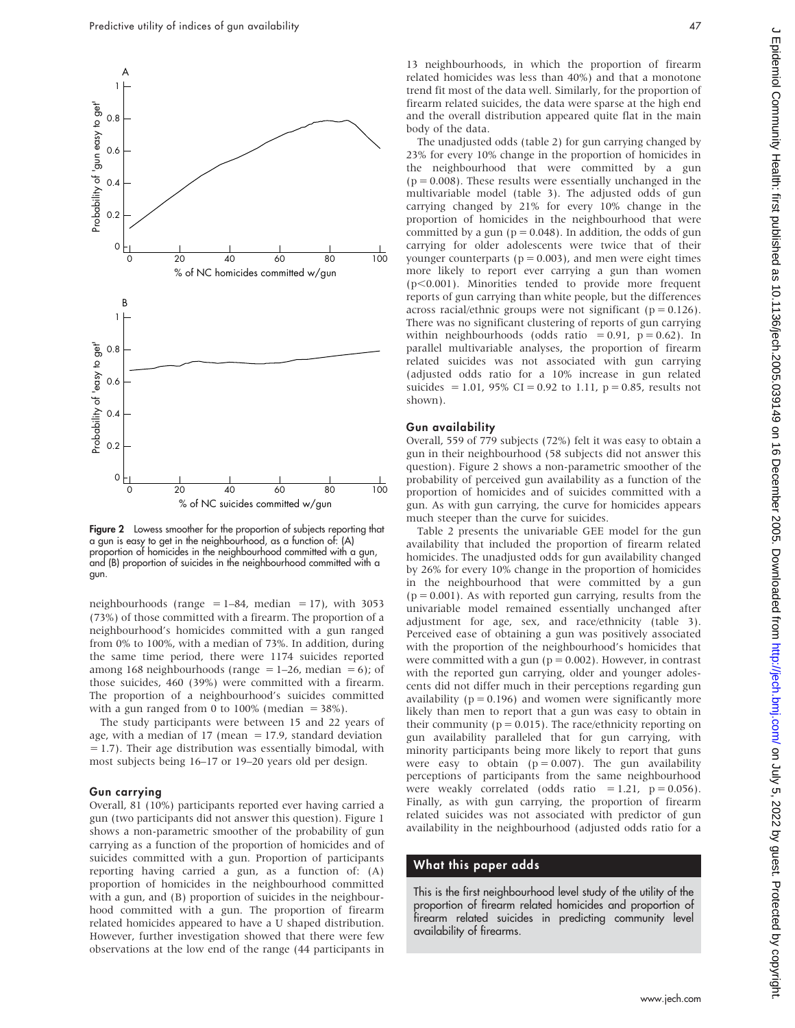Figure 2 Lowess smoother for the proportion of subjects reporting that a gun is easy to get in the neighbourhood, as a function of: (A) proportion of homicides in the neighbourhood committed with a gun, and (B) proportion of suicides in the neighbourhood committed with a gun.

neighbourhoods (range = 1–84, median = 17), with 3053 (73%) of those committed with a firearm. The proportion of a neighbourhood's homicides committed with a gun ranged from 0% to 100%, with a median of 73%. In addition, during the same time period, there were 1174 suicides reported among 168 neighbourhoods (range = 1–26, median = 6); of those suicides, 460 (39%) were committed with a firearm. The proportion of a neighbourhood's suicides committed with a gun ranged from 0 to 100% (median = 38%).

The study participants were between 15 and 22 years of age, with a median of 17 (mean = 17.9, standard deviation = 1.7). Their age distribution was essentially bimodal, with most subjects being 16–17 or 19–20 years old per design.

### Gun carrying

Overall, 81 (10%) participants reported ever having carried a gun (two participants did not answer this question). Figure 1 shows a non-parametric smoother of the probability of gun carrying as a function of the proportion of homicides and of suicides committed with a gun. Proportion of participants reporting having carried a gun, as a function of: (A) proportion of homicides in the neighbourhood committed with a gun, and (B) proportion of suicides in the neighbourhood committed with a gun. The proportion of firearm related homicides appeared to have a U shaped distribution. However, further investigation showed that there were few observations at the low end of the range (44 participants in 13 neighbourhoods, in which the proportion of firearm related homicides was less than 40%) and that a monotone trend fit most of the data well. Similarly, for the proportion of firearm related suicides, the data were sparse at the high end and the overall distribution appeared quite flat in the main body of the data.

The unadjusted odds (table 2) for gun carrying changed by 23% for every 10% change in the proportion of homicides in the neighbourhood that were committed by a gun ($p = 0.008$). These results were essentially unchanged in the multivariable model (table 3). The adjusted odds of gun carrying changed by 21% for every 10% change in the proportion of homicides in the neighbourhood that were committed by a gun ($p = 0.048$). In addition, the odds of gun carrying for older adolescents were twice that of their younger counterparts ($p = 0.003$), and men were eight times more likely to report ever carrying a gun than women ($p<0.001$). Minorities tended to provide more frequent reports of gun carrying than white people, but the differences across racial/ethnic groups were not significant ($p = 0.126$). There was no significant clustering of reports of gun carrying within neighbourhoods (odds ratio = 0.91, $p = 0.62$). In parallel multivariable analyses, the proportion of firearm related suicides was not associated with gun carrying (adjusted odds ratio for a 10% increase in gun related suicides = 1.01, 95% CI = 0.92 to 1.11, $p = 0.85$, results not shown).

### Gun availability

Overall, 559 of 779 subjects (72%) felt it was easy to obtain a gun in their neighbourhood (58 subjects did not answer this question). Figure 2 shows a non-parametric smoother of the probability of perceived gun availability as a function of the proportion of homicides and of suicides committed with a gun. As with gun carrying, the curve for homicides appears much steeper than the curve for suicides.

Table 2 presents the univariable GEE model for the gun availability that included the proportion of firearm related homicides. The unadjusted odds for gun availability changed by 26% for every 10% change in the proportion of homicides in the neighbourhood that were committed by a gun ($p = 0.001$). As with reported gun carrying, results from the univariable model remained essentially unchanged after adjustment for age, sex, and race/ethnicity (table 3). Perceived ease of obtaining a gun was positively associated with the proportion of the neighbourhood's homicides that were committed with a gun ($p = 0.002$). However, in contrast with the reported gun carrying, older and younger adolescents did not differ much in their perceptions regarding gun availability ($p = 0.196$) and women were significantly more likely than men to report that a gun was easy to obtain in their community ($p = 0.015$). The race/ethnicity reporting on gun availability paralleled that for gun carrying, with minority participants being more likely to report that guns were easy to obtain ($p = 0.007$). The gun availability perceptions of participants from the same neighbourhood were weakly correlated (odds ratio = 1.21, $p = 0.056$). Finally, as with gun carrying, the proportion of firearm related suicides was not associated with predictor of gun availability in the neighbourhood (adjusted odds ratio for a

## What this paper adds

This is the first neighbourhood level study of the utility of the proportion of firearm related homicides and proportion of firearm related suicides in predicting community level availability of firearms.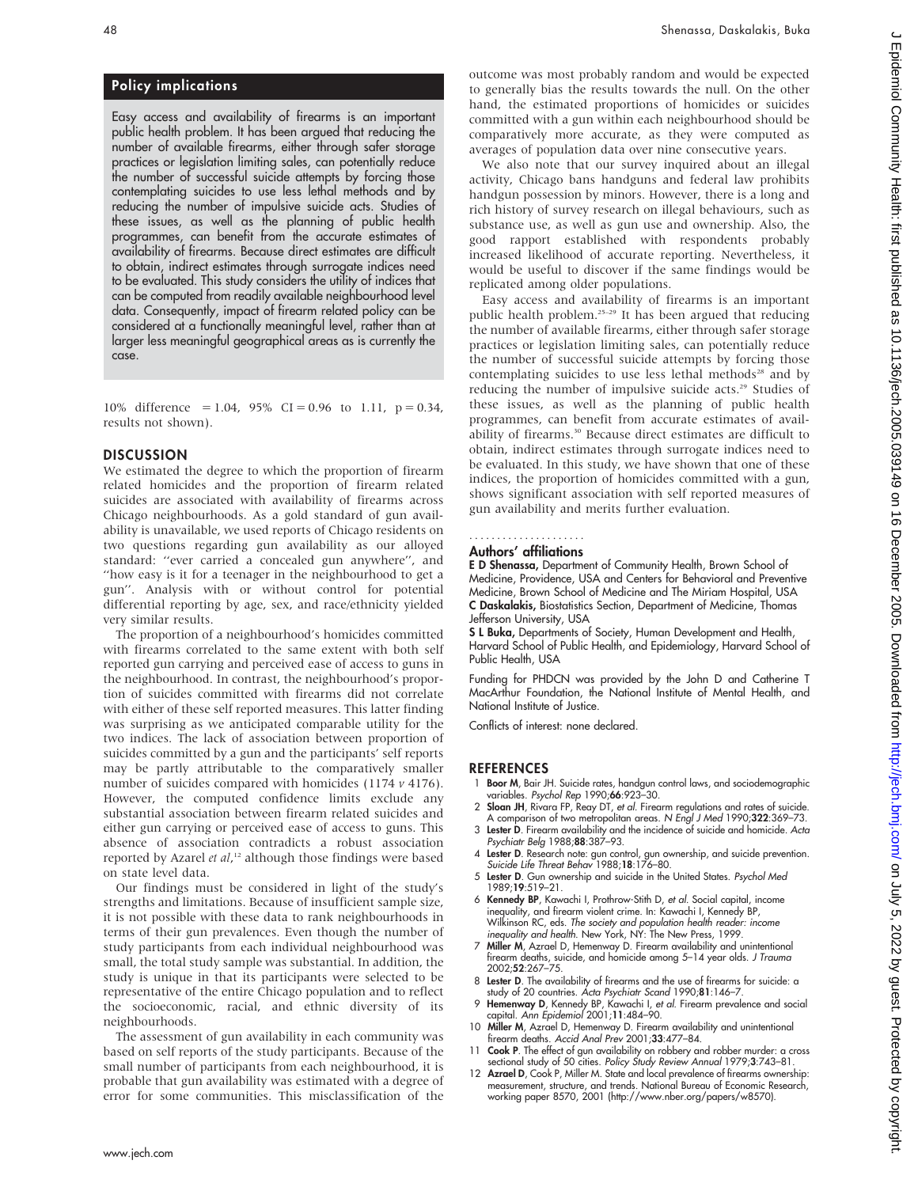## Policy implications

Easy access and availability of firearms is an important public health problem. It has been argued that reducing the number of available firearms, either through safer storage practices or legislation limiting sales, can potentially reduce the number of successful suicide attempts by forcing those contemplating suicides to use less lethal methods and by reducing the number of impulsive suicide acts. Studies of these issues, as well as the planning of public health programmes, can benefit from the accurate estimates of availability of firearms. Because direct estimates are difficult to obtain, indirect estimates through surrogate indices need to be evaluated. This study considers the utility of indices that can be computed from readily available neighbourhood level data. Consequently, impact of firearm related policy can be considered at a functionally meaningful level, rather than at larger less meaningful geographical areas as is currently the case.

10% difference = 1.04, 95% CI = 0.96 to 1.11, p = 0.34, results not shown).

## DISCUSSION

We estimated the degree to which the proportion of firearm related homicides and the proportion of firearm related suicides are associated with availability of firearms across Chicago neighbourhoods. As a gold standard of gun availability is unavailable, we used reports of Chicago residents on two questions regarding gun availability as our alloyed standard: "ever carried a concealed gun anywhere", and "how easy is it for a teenager in the neighbourhood to get a gun". Analysis with or without control for potential differential reporting by age, sex, and race/ethnicity yielded very similar results.

The proportion of a neighbourhood's homicides committed with firearms correlated to the same extent with both self reported gun carrying and perceived ease of access to guns in the neighbourhood. In contrast, the neighbourhood's proportion of suicides committed with firearms did not correlate with either of these self reported measures. This latter finding was surprising as we anticipated comparable utility for the two indices. The lack of association between proportion of suicides committed by a gun and the participants' self reports may be partly attributable to the comparatively smaller number of suicides compared with homicides (1174 *v* 4176). However, the computed confidence limits exclude any substantial association between firearm related suicides and either gun carrying or perceived ease of access to guns. This absence of association contradicts a robust association reported by Azarel *et al*,[12] although those findings were based on state level data.

Our findings must be considered in light of the study's strengths and limitations. Because of insufficient sample size, it is not possible with these data to rank neighbourhoods in terms of their gun prevalences. Even though the number of study participants from each individual neighbourhood was small, the total study sample was substantial. In addition, the study is unique in that its participants were selected to be representative of the entire Chicago population and to reflect the socioeconomic, racial, and ethnic diversity of its neighbourhoods.

The assessment of gun availability in each community was based on self reports of the study participants. Because of the small number of participants from each neighbourhood, it is probable that gun availability was estimated with a degree of error for some communities. This misclassification of the outcome was most probably random and would be expected to generally bias the results towards the null. On the other hand, the estimated proportions of homicides or suicides committed with a gun within each neighbourhood should be comparatively more accurate, as they were computed as averages of population data over nine consecutive years.

We also note that our survey inquired about an illegal activity, Chicago bans handguns and federal law prohibits handgun possession by minors. However, there is a long and rich history of survey research on illegal behaviours, such as substance use, as well as gun use and ownership. Also, the good rapport established with respondents probably increased likelihood of accurate reporting. Nevertheless, it would be useful to discover if the same findings would be replicated among older populations.

Easy access and availability of firearms is an important public health problem.[25–29] It has been argued that reducing the number of available firearms, either through safer storage practices or legislation limiting sales, can potentially reduce the number of successful suicide attempts by forcing those contemplating suicides to use less lethal methods[28] and by reducing the number of impulsive suicide acts.[29] Studies of these issues, as well as the planning of public health programmes, can benefit from accurate estimates of availability of firearms.[30] Because direct estimates are difficult to obtain, indirect estimates through surrogate indices need to be evaluated. In this study, we have shown that one of these indices, the proportion of homicides committed with a gun, shows significant association with self reported measures of gun availability and merits further evaluation.

### Authors' affiliations

**E D Shenassa,** Department of Community Health, Brown School of Medicine, Providence, USA and Centers for Behavioral and Preventive Medicine, Brown School of Medicine and The Miriam Hospital, USA
**C Daskalakis,** Biostatistics Section, Department of Medicine, Thomas Jefferson University, USA
**S L Buka,** Departments of Society, Human Development and Health, Harvard School of Public Health, and Epidemiology, Harvard School of Public Health, USA

Funding for PHDCN was provided by the John D and Catherine T MacArthur Foundation, the National Institute of Mental Health, and National Institute of Justice.

Conflicts of interest: none declared.

## REFERENCES

1. **Boor M**, Bair JH. Suicide rates, handgun control laws, and sociodemographic variables. *Psychol Rep* 1990;**66**:923–30.
2. **Sloan JH**, Rivara FP, Reay DT, *et al*. Firearm regulations and rates of suicide. A comparison of two metropolitan areas. *N Engl J Med* 1990;**322**:369–73.
3. **Lester D**. Firearm availability and the incidence of suicide and homicide. *Acta Psychiatr Belg* 1988;**88**:387–93.
4. **Lester D**. Research note: gun control, gun ownership, and suicide prevention. *Suicide Life Threat Behav* 1988;**18**:176–80.
5. **Lester D**. Gun ownership and suicide in the United States. *Psychol Med* 1989;**19**:519–21.
6. **Kennedy BP**, Kawachi I, Prothrow-Stith D, *et al*. Social capital, income inequality, and firearm violent crime. In: Kawachi I, Kennedy BP, Wilkinson RC, eds. *The society and population health reader: income inequality and health*. New York, NY: The New Press, 1999.
7. **Miller M**, Azrael D, Hemenway D. Firearm availability and unintentional firearm deaths, suicide, and homicide among 5–14 year olds. *J Trauma* 2002;**52**:267–75.
8. **Lester D**. The availability of firearms and the use of firearms for suicide: a study of 20 countries. *Acta Psychiatr Scand* 1990;**81**:146–7.
9. **Hemenway D**, Kennedy BP, Kawachi I, *et al*. Firearm prevalence and social capital. *Ann Epidemiol* 2001;**11**:484–90.
10. **Miller M**, Azrael D, Hemenway D. Firearm availability and unintentional firearm deaths. *Accid Anal Prev* 2001;**33**:477–84.
11. **Cook P**. The effect of gun availability on robbery and robber murder: a cross sectional study of 50 cities. *Policy Study Review Annual* 1979;**3**:743–81.
12. **Azrael D**, Cook P, Miller M. State and local prevalence of firearms ownership: measurement, structure, and trends. National Bureau of Economic Research, working paper 8570, 2001 (http://www.nber.org/papers/w8570).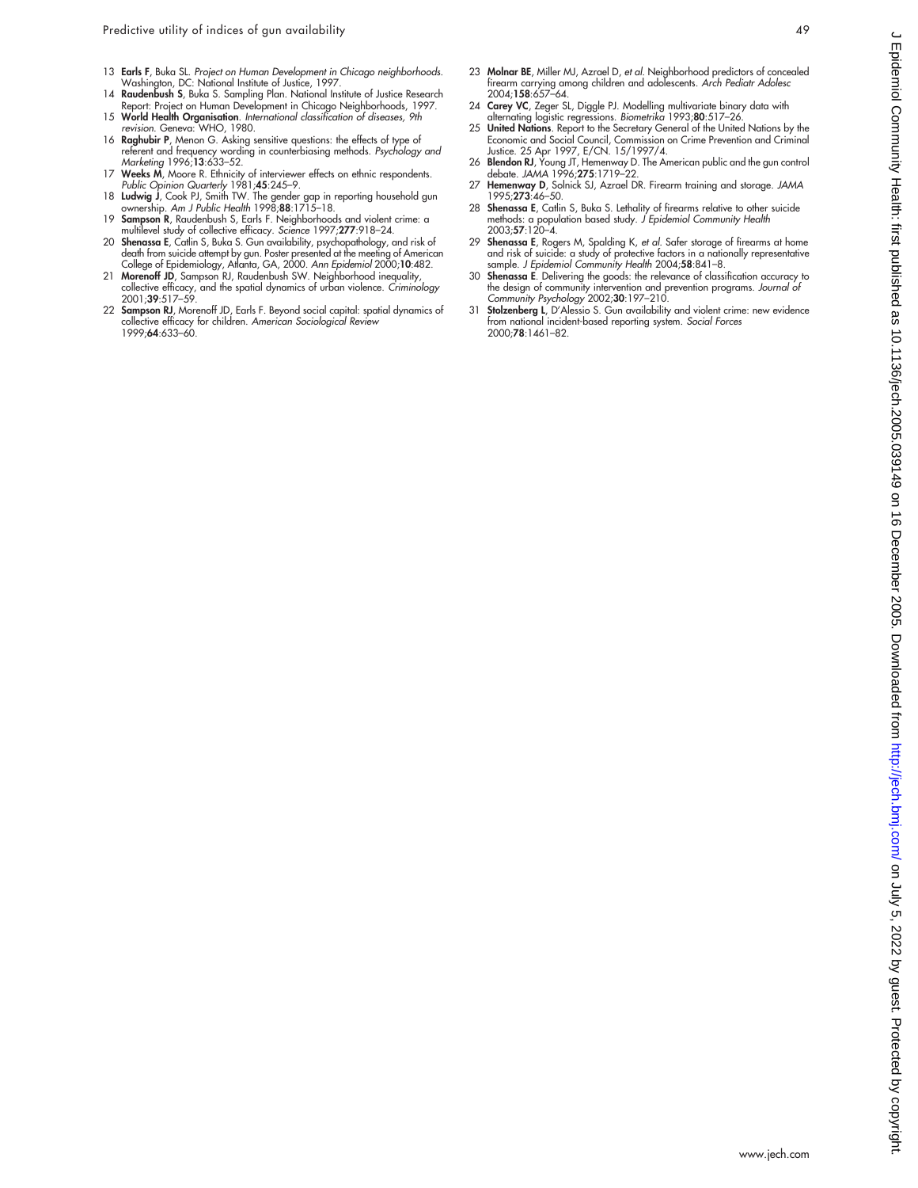13 **Earls F**, Buka SL. *Project on Human Development in Chicago neighborhoods.* Washington, DC: National Institute of Justice, 1997.

14 **Raudenbush S**, Buka S. Sampling Plan. National Institute of Justice Research Report: Project on Human Development in Chicago Neighborhoods, 1997.

15 **World Health Organisation**. *International classification of diseases, 9th revision.* Geneva: WHO, 1980.

16 **Raghubir P**, Menon G. Asking sensitive questions: the effects of type of referent and frequency wording in counterbiasing methods. *Psychology and Marketing* 1996;**13**:633–52.

17 **Weeks M**, Moore R. Ethnicity of interviewer effects on ethnic respondents. *Public Opinion Quarterly* 1981;**45**:245–9.

18 **Ludwig J**, Cook PJ, Smith TW. The gender gap in reporting household gun ownership. *Am J Public Health* 1998;**88**:1715–18.

19 **Sampson R**, Raudenbush S, Earls F. Neighborhoods and violent crime: a multilevel study of collective efficacy. *Science* 1997;**277**:918–24.

20 **Shenassa E**, Catlin S, Buka S. Gun availability, psychopathology, and risk of death from suicide attempt by gun. Poster presented at the meeting of American College of Epidemiology, Atlanta, GA, 2000. *Ann Epidemiol* 2000;**10**:482.

21 **Morenoff JD**, Sampson RJ, Raudenbush SW. Neighborhood inequality, collective efficacy, and the spatial dynamics of urban violence. *Criminology* 2001;**39**:517–59.

22 **Sampson RJ**, Morenoff JD, Earls F. Beyond social capital: spatial dynamics of collective efficacy for children. *American Sociological Review* 1999;**64**:633–60.

23 **Molnar BE**, Miller MJ, Azrael D, *et al*. Neighborhood predictors of concealed firearm carrying among children and adolescents. *Arch Pediatr Adolesc* 2004;**158**:657–64.

24 **Carey VC**, Zeger SL, Diggle PJ. Modelling multivariate binary data with alternating logistic regressions. *Biometrika* 1993;**80**:517–26.

25 **United Nations**. Report to the Secretary General of the United Nations by the Economic and Social Council, Commission on Crime Prevention and Criminal Justice. 25 Apr 1997, E/CN. 15/1997/4.

26 **Blendon RJ**, Young JT, Hemenway D. The American public and the gun control debate. *JAMA* 1996;**275**:1719–22.

27 **Hemenway D**, Solnick SJ, Azrael DR. Firearm training and storage. *JAMA* 1995;**273**:46–50.

28 **Shenassa E**, Catlin S, Buka S. Lethality of firearms relative to other suicide methods: a population based study. *J Epidemiol Community Health* 2003;**57**:120–4.

29 **Shenassa E**, Rogers M, Spalding K, *et al*. Safer storage of firearms at home and risk of suicide: a study of protective factors in a nationally representative sample. *J Epidemiol Community Health* 2004;**58**:841–8.

30 **Shenassa E**. Delivering the goods: the relevance of classification accuracy to the design of community intervention and prevention programs. *Journal of Community Psychology* 2002;**30**:197–210.

31 **Stolzenberg L**, D'Alessio S. Gun availability and violent crime: new evidence from national incident-based reporting system. *Social Forces* 2000;**78**:1461–82.